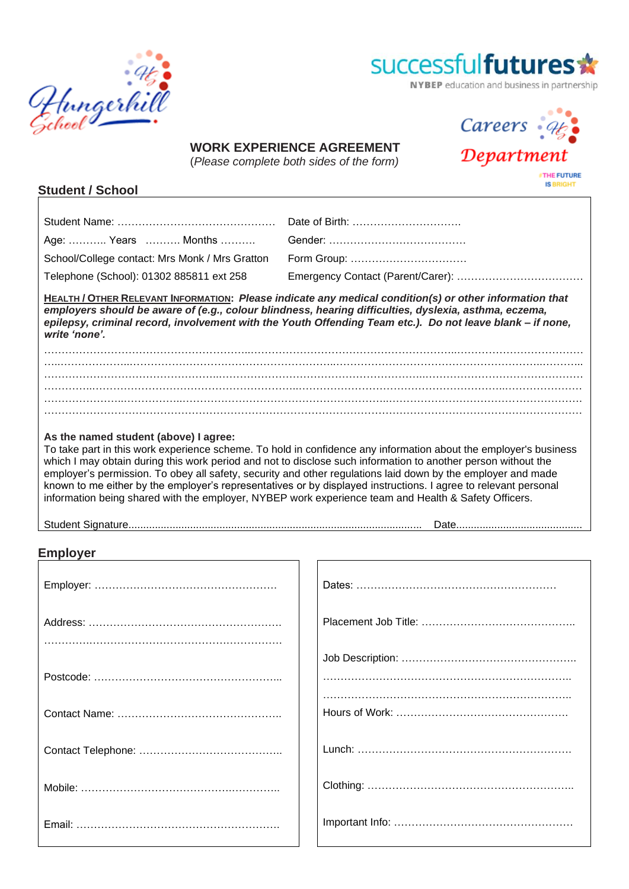# WORK EXPERIENCE AGREEMENT

(*Please complete both sides of the form*)

## Student / School

Student Name: ………………………………………… Date of Birth: ……………………………

Age: ……….. Years ………. Months ………. Gender: …………………………………

School/College contact: Mrs Monk / Mrs Gratton Form Group: ……………………………

Telephone (School): 01302 885811 ext 258 Emergency Contact (Parent/Carer): ………………………………

**HEALTH / OTHER RELEVANT INFORMATION**: ***Please indicate any medical condition(s) or other information that employers should be aware of (e.g., colour blindness, hearing difficulties, dyslexia, asthma, eczema, epilepsy, criminal record, involvement with the Youth Offending Team etc.). Do not leave blank – if none, write 'none'.***

…………………………………………………………………………………………………………………………………

…………………………………………………………………………………………………………………………………

…………………………………………………………………………………………………………………………………

…………………………………………………………………………………………………………………………………

…………………………………………………………………………………………………………………………………

…………………………………………………………………………………………………………………………………

**As the named student (above) I agree:**

To take part in this work experience scheme. To hold in confidence any information about the employer's business which I may obtain during this work period and not to disclose such information to another person without the employer's permission. To obey all safety, security and other regulations laid down by the employer and made known to me either by the employer's representatives or by displayed instructions. I agree to relevant personal information being shared with the employer, NYBEP work experience team and Health & Safety Officers.

Student Signature.................................................................................................... Date..........................................

## Employer

Employer: ……………………………………………

Address: ………………………………………………

…………………………………………………………

Postcode: ……………………………………………..

Contact Name: ………………………………………..

Contact Telephone: …………………………………..

Mobile: …………………………………………………

Email: …………………………………………………

Dates: …………………………………………………

Placement Job Title: ……………………………………..

Job Description: …………………………………………..

……………………………………………………………..

……………………………………………………………..

Hours of Work: …………………………………………

Lunch: ……………………………………………………

Clothing: …………………………………………………..

Important Info: ……………………………………………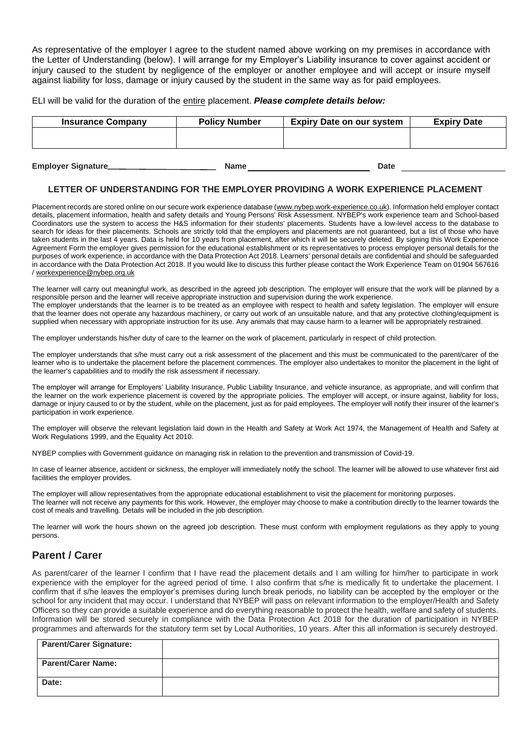As representative of the employer I agree to the student named above working on my premises in accordance with the Letter of Understanding (below). I will arrange for my Employer's Liability insurance to cover against accident or injury caused to the student by negligence of the employer or another employee and will accept or insure myself against liability for loss, damage or injury caused by the student in the same way as for paid employees.

ELI will be valid for the duration of the entire placement. ***Please complete details below:***

| Insurance Company | Policy Number | Expiry Date on our system | Expiry Date |
|---|---|---|---|
| | | | |

**Employer Signature**\_\_\_\_\_\_\_\_\_\_\_\_\_\_\_\_\_\_\_\_ **Name** \_\_\_\_\_\_\_\_\_\_\_\_\_\_\_\_\_\_\_\_ **Date** \_\_\_\_\_\_\_\_\_\_\_\_\_\_\_\_\_\_\_\_

## LETTER OF UNDERSTANDING FOR THE EMPLOYER PROVIDING A WORK EXPERIENCE PLACEMENT

Placement records are stored online on our secure work experience database (www.nybep.work-experience.co.uk). Information held employer contact details, placement information, health and safety details and Young Persons' Risk Assessment. NYBEP's work experience team and School-based Coordinators use the system to access the H&S information for their students' placements. Students have a low-level access to the database to search for ideas for their placements. Schools are strictly told that the employers and placements are not guaranteed, but a list of those who have taken students in the last 4 years. Data is held for 10 years from placement, after which it will be securely deleted. By signing this Work Experience Agreement Form the employer gives permission for the educational establishment or its representatives to process employer personal details for the purposes of work experience, in accordance with the Data Protection Act 2018. Learners' personal details are confidential and should be safeguarded in accordance with the Data Protection Act 2018. If you would like to discuss this further please contact the Work Experience Team on 01904 567616 / workexperience@nybep.org.uk

The learner will carry out meaningful work, as described in the agreed job description. The employer will ensure that the work will be planned by a responsible person and the learner will receive appropriate instruction and supervision during the work experience.
The employer understands that the learner is to be treated as an employee with respect to health and safety legislation. The employer will ensure that the learner does not operate any hazardous machinery, or carry out work of an unsuitable nature, and that any protective clothing/equipment is supplied when necessary with appropriate instruction for its use. Any animals that may cause harm to a learner will be appropriately restrained.

The employer understands his/her duty of care to the learner on the work of placement, particularly in respect of child protection.

The employer understands that s/he must carry out a risk assessment of the placement and this must be communicated to the parent/carer of the learner who is to undertake the placement before the placement commences. The employer also undertakes to monitor the placement in the light of the learner's capabilities and to modify the risk assessment if necessary.

The employer will arrange for Employers' Liability Insurance, Public Liability Insurance, and vehicle insurance, as appropriate, and will confirm that the learner on the work experience placement is covered by the appropriate policies. The employer will accept, or insure against, liability for loss, damage or injury caused to or by the student, while on the placement, just as for paid employees. The employer will notify their insurer of the learner's participation in work experience.

The employer will observe the relevant legislation laid down in the Health and Safety at Work Act 1974, the Management of Health and Safety at Work Regulations 1999, and the Equality Act 2010.

NYBEP complies with Government guidance on managing risk in relation to the prevention and transmission of Covid-19.

In case of learner absence, accident or sickness, the employer will immediately notify the school. The learner will be allowed to use whatever first aid facilities the employer provides.

The employer will allow representatives from the appropriate educational establishment to visit the placement for monitoring purposes.
The learner will not receive any payments for this work. However, the employer may choose to make a contribution directly to the learner towards the cost of meals and travelling. Details will be included in the job description.

The learner will work the hours shown on the agreed job description. These must conform with employment regulations as they apply to young persons.

## Parent / Carer

As parent/carer of the learner I confirm that I have read the placement details and I am willing for him/her to participate in work experience with the employer for the agreed period of time. I also confirm that s/he is medically fit to undertake the placement. I confirm that if s/he leaves the employer's premises during lunch break periods, no liability can be accepted by the employer or the school for any incident that may occur. I understand that NYBEP will pass on relevant information to the employer/Health and Safety Officers so they can provide a suitable experience and do everything reasonable to protect the health, welfare and safety of students. Information will be stored securely in compliance with the Data Protection Act 2018 for the duration of participation in NYBEP programmes and afterwards for the statutory term set by Local Authorities, 10 years. After this all information is securely destroyed.

| | |
|---|---|
| **Parent/Carer Signature:** | |
| **Parent/Carer Name:** | |
| **Date:** | |